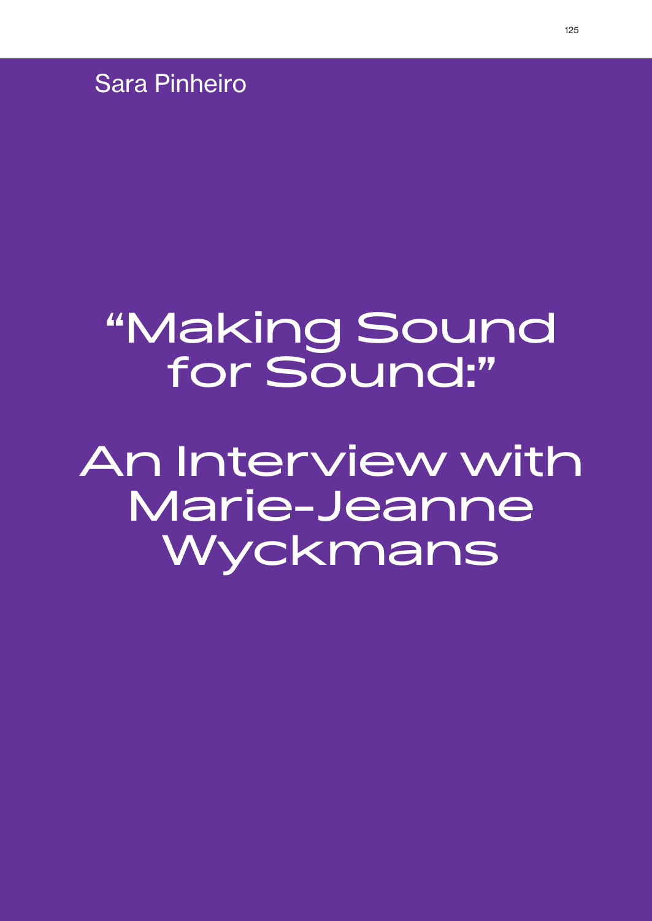Sara Pinheiro

# "Making Sound for Sound:"

# An Interview with Marie-Jeanne Wyckmans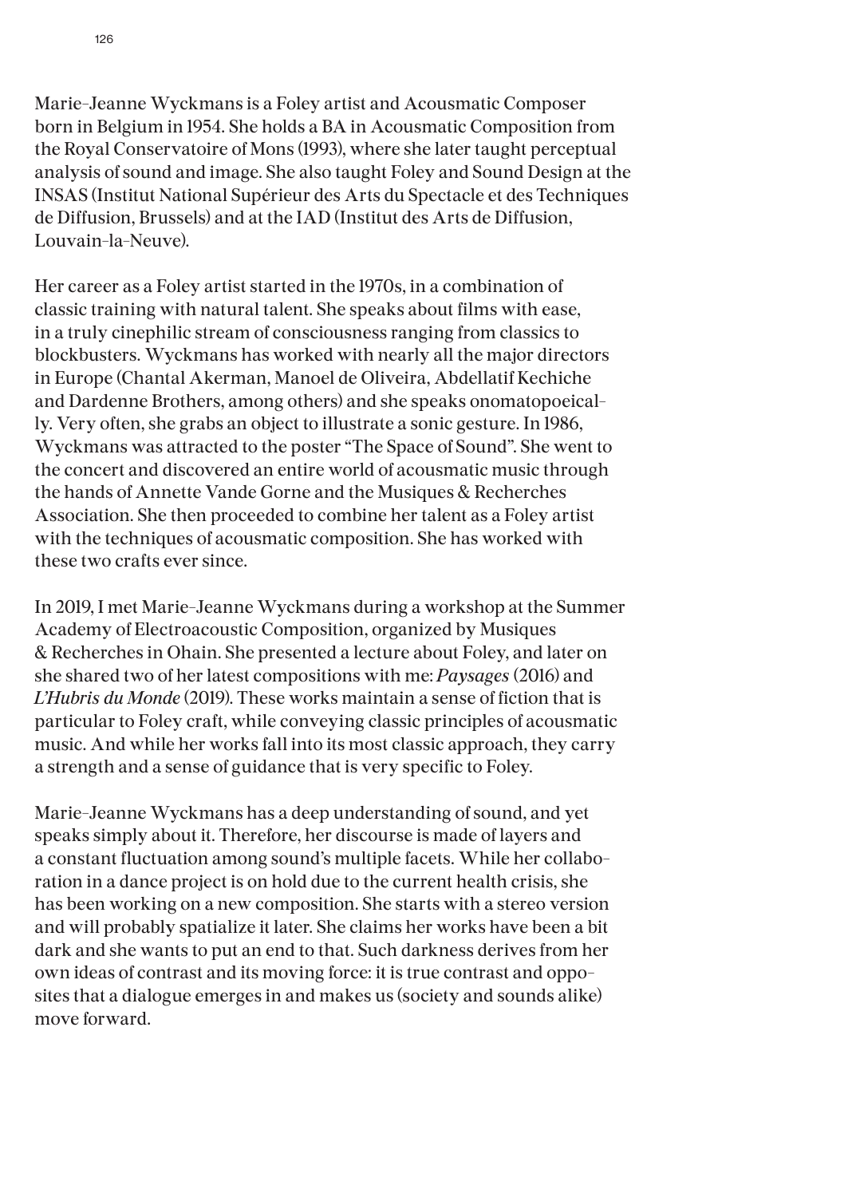Marie-Jeanne Wyckmans is a Foley artist and Acousmatic Composer born in Belgium in 1954. She holds a BA in Acousmatic Composition from the Royal Conservatoire of Mons (1993), where she later taught perceptual analysis of sound and image. She also taught Foley and Sound Design at the INSAS (Institut National Supérieur des Arts du Spectacle et des Techniques de Diffusion, Brussels) and at the IAD (Institut des Arts de Diffusion, Louvain-la-Neuve).

Her career as a Foley artist started in the 1970s, in a combination of classic training with natural talent. She speaks about films with ease, in a truly cinephilic stream of consciousness ranging from classics to blockbusters. Wyckmans has worked with nearly all the major directors in Europe (Chantal Akerman, Manoel de Oliveira, Abdellatif Kechiche and Dardenne Brothers, among others) and she speaks onomatopoeically. Very often, she grabs an object to illustrate a sonic gesture. In 1986, Wyckmans was attracted to the poster "The Space of Sound". She went to the concert and discovered an entire world of acousmatic music through the hands of Annette Vande Gorne and the Musiques & Recherches Association. She then proceeded to combine her talent as a Foley artist with the techniques of acousmatic composition. She has worked with these two crafts ever since.

In 2019, I met Marie-Jeanne Wyckmans during a workshop at the Summer Academy of Electroacoustic Composition, organized by Musiques & Recherches in Ohain. She presented a lecture about Foley, and later on she shared two of her latest compositions with me: *Paysages* (2016) and *L'Hubris du Monde* (2019). These works maintain a sense of fiction that is particular to Foley craft, while conveying classic principles of acousmatic music. And while her works fall into its most classic approach, they carry a strength and a sense of guidance that is very specific to Foley.

Marie-Jeanne Wyckmans has a deep understanding of sound, and yet speaks simply about it. Therefore, her discourse is made of layers and a constant fluctuation among sound's multiple facets. While her collaboration in a dance project is on hold due to the current health crisis, she has been working on a new composition. She starts with a stereo version and will probably spatialize it later. She claims her works have been a bit dark and she wants to put an end to that. Such darkness derives from her own ideas of contrast and its moving force: it is true contrast and opposites that a dialogue emerges in and makes us (society and sounds alike) move forward.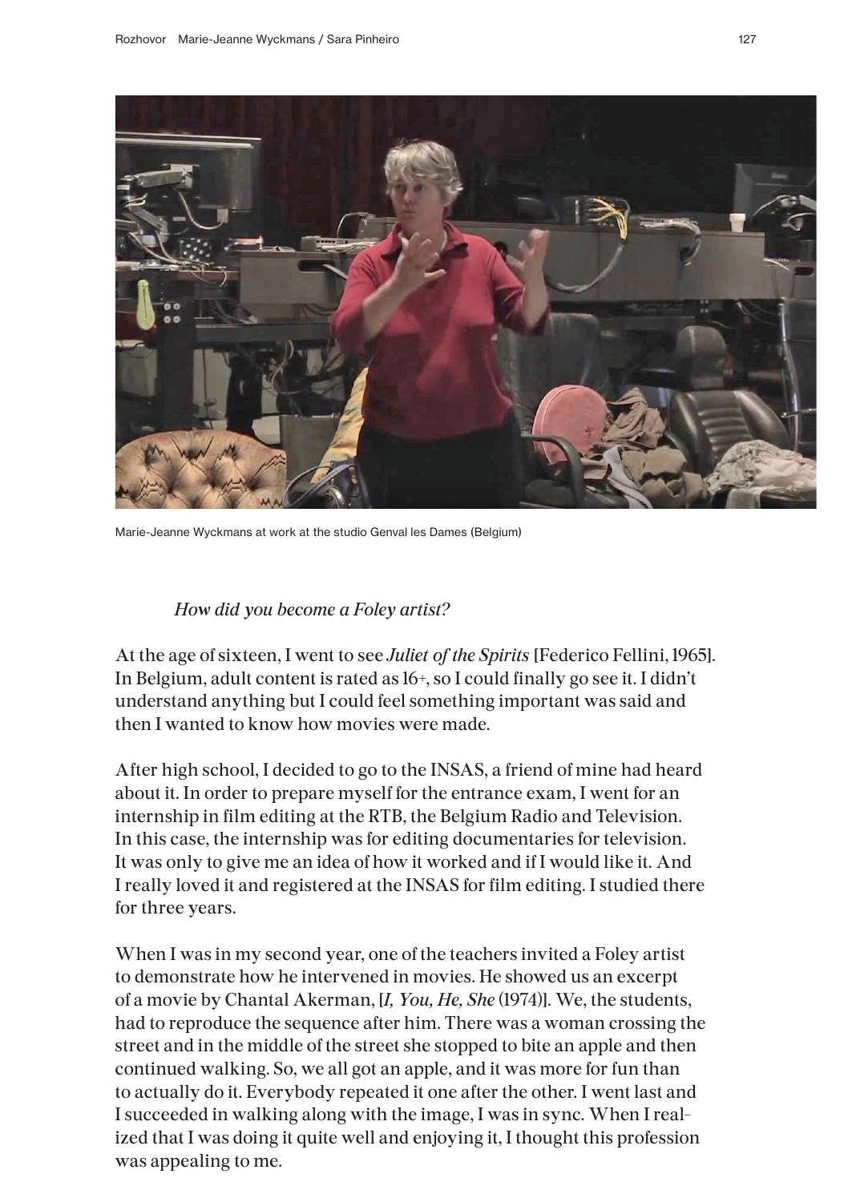Marie-Jeanne Wyckmans at work at the studio Genval les Dames (Belgium)

*How did you become a Foley artist?*

At the age of sixteen, I went to see *Juliet of the Spirits* [Federico Fellini, 1965]. In Belgium, adult content is rated as 16+, so I could finally go see it. I didn't understand anything but I could feel something important was said and then I wanted to know how movies were made.

After high school, I decided to go to the INSAS, a friend of mine had heard about it. In order to prepare myself for the entrance exam, I went for an internship in film editing at the RTB, the Belgium Radio and Television. In this case, the internship was for editing documentaries for television. It was only to give me an idea of how it worked and if I would like it. And I really loved it and registered at the INSAS for film editing. I studied there for three years.

When I was in my second year, one of the teachers invited a Foley artist to demonstrate how he intervened in movies. He showed us an excerpt of a movie by Chantal Akerman, [*I, You, He, She* (1974)]. We, the students, had to reproduce the sequence after him. There was a woman crossing the street and in the middle of the street she stopped to bite an apple and then continued walking. So, we all got an apple, and it was more for fun than to actually do it. Everybody repeated it one after the other. I went last and I succeeded in walking along with the image, I was in sync. When I realized that I was doing it quite well and enjoying it, I thought this profession was appealing to me.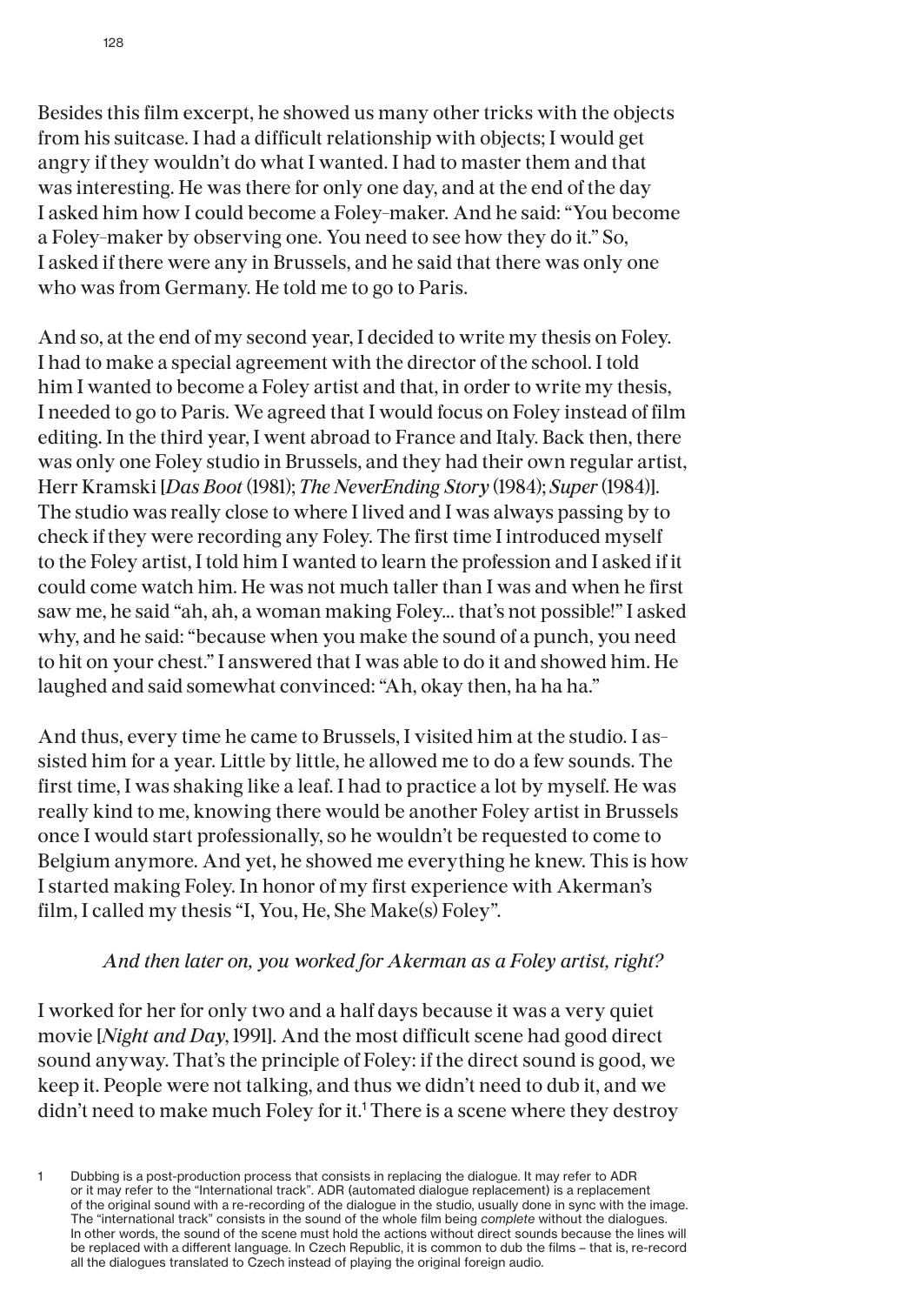Besides this film excerpt, he showed us many other tricks with the objects from his suitcase. I had a difficult relationship with objects; I would get angry if they wouldn't do what I wanted. I had to master them and that was interesting. He was there for only one day, and at the end of the day I asked him how I could become a Foley-maker. And he said: "You become a Foley-maker by observing one. You need to see how they do it." So, I asked if there were any in Brussels, and he said that there was only one who was from Germany. He told me to go to Paris.

And so, at the end of my second year, I decided to write my thesis on Foley. I had to make a special agreement with the director of the school. I told him I wanted to become a Foley artist and that, in order to write my thesis, I needed to go to Paris. We agreed that I would focus on Foley instead of film editing. In the third year, I went abroad to France and Italy. Back then, there was only one Foley studio in Brussels, and they had their own regular artist, Herr Kramski [*Das Boot* (1981); *The NeverEnding Story* (1984); *Super* (1984)]. The studio was really close to where I lived and I was always passing by to check if they were recording any Foley. The first time I introduced myself to the Foley artist, I told him I wanted to learn the profession and I asked if it could come watch him. He was not much taller than I was and when he first saw me, he said "ah, ah, a woman making Foley... that's not possible!" I asked why, and he said: "because when you make the sound of a punch, you need to hit on your chest." I answered that I was able to do it and showed him. He laughed and said somewhat convinced: "Ah, okay then, ha ha ha."

And thus, every time he came to Brussels, I visited him at the studio. I assisted him for a year. Little by little, he allowed me to do a few sounds. The first time, I was shaking like a leaf. I had to practice a lot by myself. He was really kind to me, knowing there would be another Foley artist in Brussels once I would start professionally, so he wouldn't be requested to come to Belgium anymore. And yet, he showed me everything he knew. This is how I started making Foley. In honor of my first experience with Akerman's film, I called my thesis "I, You, He, She Make(s) Foley".

*And then later on, you worked for Akerman as a Foley artist, right?*

I worked for her for only two and a half days because it was a very quiet movie [*Night and Day*, 1991]. And the most difficult scene had good direct sound anyway. That's the principle of Foley: if the direct sound is good, we keep it. People were not talking, and thus we didn't need to dub it, and we didn't need to make much Foley for it.[1] There is a scene where they destroy

1 Dubbing is a post-production process that consists in replacing the dialogue. It may refer to ADR or it may refer to the "International track". ADR (automated dialogue replacement) is a replacement of the original sound with a re-recording of the dialogue in the studio, usually done in sync with the image. The "international track" consists in the sound of the whole film being *complete* without the dialogues. In other words, the sound of the scene must hold the actions without direct sounds because the lines will be replaced with a different language. In Czech Republic, it is common to dub the films – that is, re-record all the dialogues translated to Czech instead of playing the original foreign audio.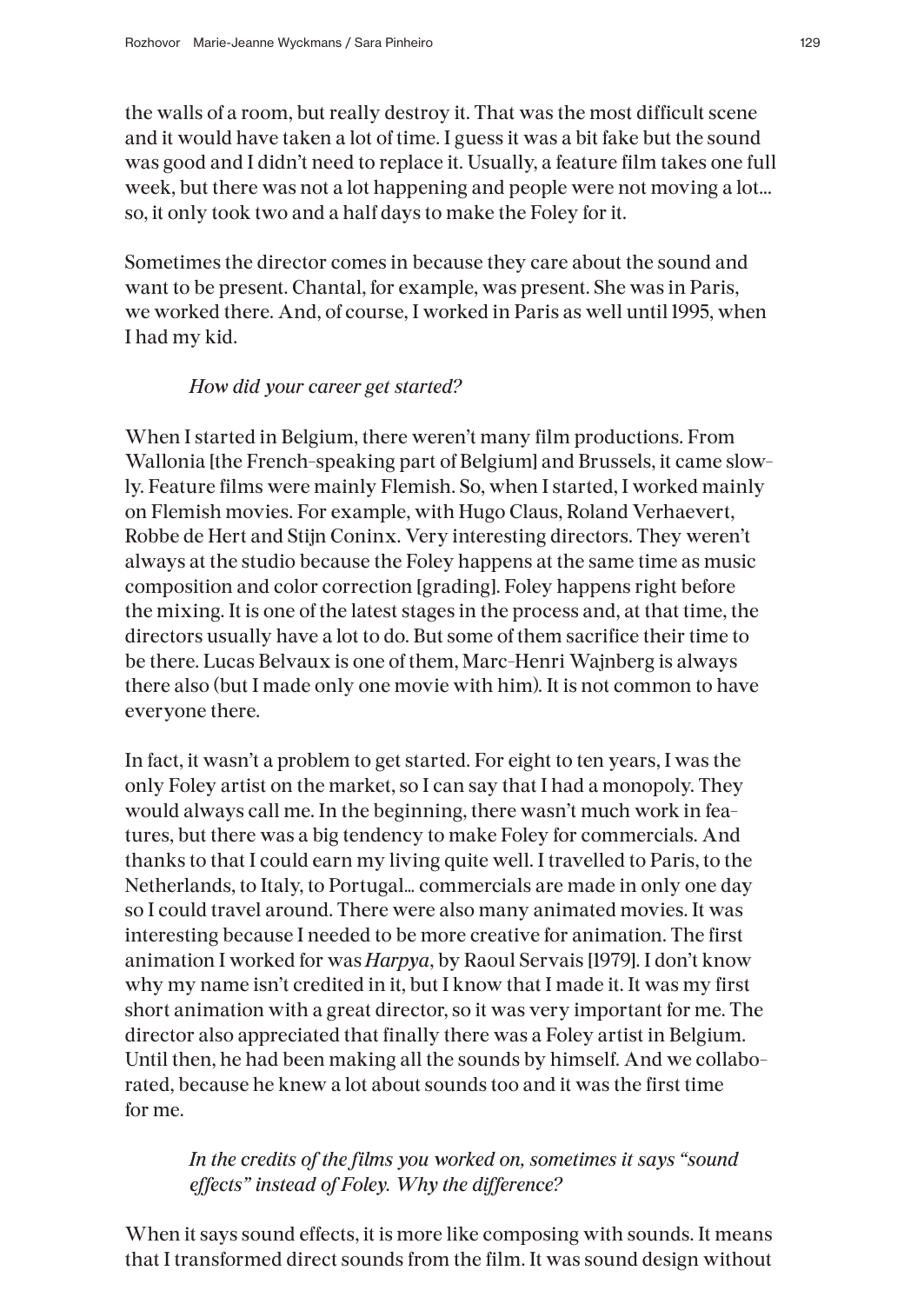the walls of a room, but really destroy it. That was the most difficult scene and it would have taken a lot of time. I guess it was a bit fake but the sound was good and I didn't need to replace it. Usually, a feature film takes one full week, but there was not a lot happening and people were not moving a lot… so, it only took two and a half days to make the Foley for it.

Sometimes the director comes in because they care about the sound and want to be present. Chantal, for example, was present. She was in Paris, we worked there. And, of course, I worked in Paris as well until 1995, when I had my kid.

*How did your career get started?*

When I started in Belgium, there weren't many film productions. From Wallonia [the French-speaking part of Belgium] and Brussels, it came slowly. Feature films were mainly Flemish. So, when I started, I worked mainly on Flemish movies. For example, with Hugo Claus, Roland Verhaevert, Robbe de Hert and Stijn Coninx. Very interesting directors. They weren't always at the studio because the Foley happens at the same time as music composition and color correction [grading]. Foley happens right before the mixing. It is one of the latest stages in the process and, at that time, the directors usually have a lot to do. But some of them sacrifice their time to be there. Lucas Belvaux is one of them, Marc-Henri Wajnberg is always there also (but I made only one movie with him). It is not common to have everyone there.

In fact, it wasn't a problem to get started. For eight to ten years, I was the only Foley artist on the market, so I can say that I had a monopoly. They would always call me. In the beginning, there wasn't much work in features, but there was a big tendency to make Foley for commercials. And thanks to that I could earn my living quite well. I travelled to Paris, to the Netherlands, to Italy, to Portugal… commercials are made in only one day so I could travel around. There were also many animated movies. It was interesting because I needed to be more creative for animation. The first animation I worked for was *Harpya*, by Raoul Servais [1979]. I don't know why my name isn't credited in it, but I know that I made it. It was my first short animation with a great director, so it was very important for me. The director also appreciated that finally there was a Foley artist in Belgium. Until then, he had been making all the sounds by himself. And we collaborated, because he knew a lot about sounds too and it was the first time for me.

*In the credits of the films you worked on, sometimes it says "sound effects" instead of Foley. Why the difference?*

When it says sound effects, it is more like composing with sounds. It means that I transformed direct sounds from the film. It was sound design without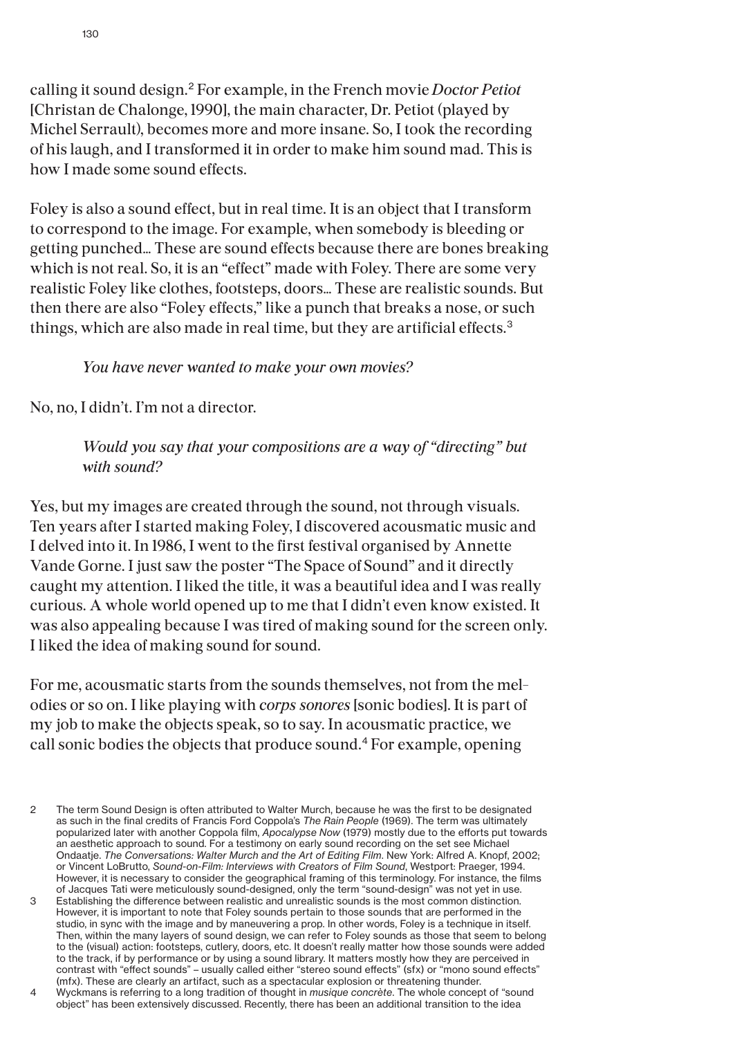calling it sound design.[2] For example, in the French movie *Doctor Petiot* [Christan de Chalonge, 1990], the main character, Dr. Petiot (played by Michel Serrault), becomes more and more insane. So, I took the recording of his laugh, and I transformed it in order to make him sound mad. This is how I made some sound effects.

Foley is also a sound effect, but in real time. It is an object that I transform to correspond to the image. For example, when somebody is bleeding or getting punched… These are sound effects because there are bones breaking which is not real. So, it is an "effect" made with Foley. There are some very realistic Foley like clothes, footsteps, doors… These are realistic sounds. But then there are also "Foley effects," like a punch that breaks a nose, or such things, which are also made in real time, but they are artificial effects.[3]

> *You have never wanted to make your own movies?*

No, no, I didn't. I'm not a director.

> *Would you say that your compositions are a way of "directing" but with sound?*

Yes, but my images are created through the sound, not through visuals. Ten years after I started making Foley, I discovered acousmatic music and I delved into it. In 1986, I went to the first festival organised by Annette Vande Gorne. I just saw the poster "The Space of Sound" and it directly caught my attention. I liked the title, it was a beautiful idea and I was really curious. A whole world opened up to me that I didn't even know existed. It was also appealing because I was tired of making sound for the screen only. I liked the idea of making sound for sound.

For me, acousmatic starts from the sounds themselves, not from the melodies or so on. I like playing with *corps sonores* [sonic bodies]. It is part of my job to make the objects speak, so to say. In acousmatic practice, we call sonic bodies the objects that produce sound.[4] For example, opening

---

2 The term Sound Design is often attributed to Walter Murch, because he was the first to be designated as such in the final credits of Francis Ford Coppola's *The Rain People* (1969). The term was ultimately popularized later with another Coppola film, *Apocalypse Now* (1979) mostly due to the efforts put towards an aesthetic approach to sound. For a testimony on early sound recording on the set see Michael Ondaatje. *The Conversations: Walter Murch and the Art of Editing Film*. New York: Alfred A. Knopf, 2002; or Vincent LoBrutto, *Sound-on-Film: Interviews with Creators of Film Sound*, Westport: Praeger, 1994. However, it is necessary to consider the geographical framing of this terminology. For instance, the films of Jacques Tati were meticulously sound-designed, only the term "sound-design" was not yet in use.

3 Establishing the difference between realistic and unrealistic sounds is the most common distinction. However, it is important to note that Foley sounds pertain to those sounds that are performed in the studio, in sync with the image and by maneuvering a prop. In other words, Foley is a technique in itself. Then, within the many layers of sound design, we can refer to Foley sounds as those that seem to belong to the (visual) action: footsteps, cutlery, doors, etc. It doesn't really matter how those sounds were added to the track, if by performance or by using a sound library. It matters mostly how they are perceived in contrast with "effect sounds" – usually called either "stereo sound effects" (sfx) or "mono sound effects" (mfx). These are clearly an artifact, such as a spectacular explosion or threatening thunder.

4 Wyckmans is referring to a long tradition of thought in *musique concrète*. The whole concept of "sound object" has been extensively discussed. Recently, there has been an additional transition to the idea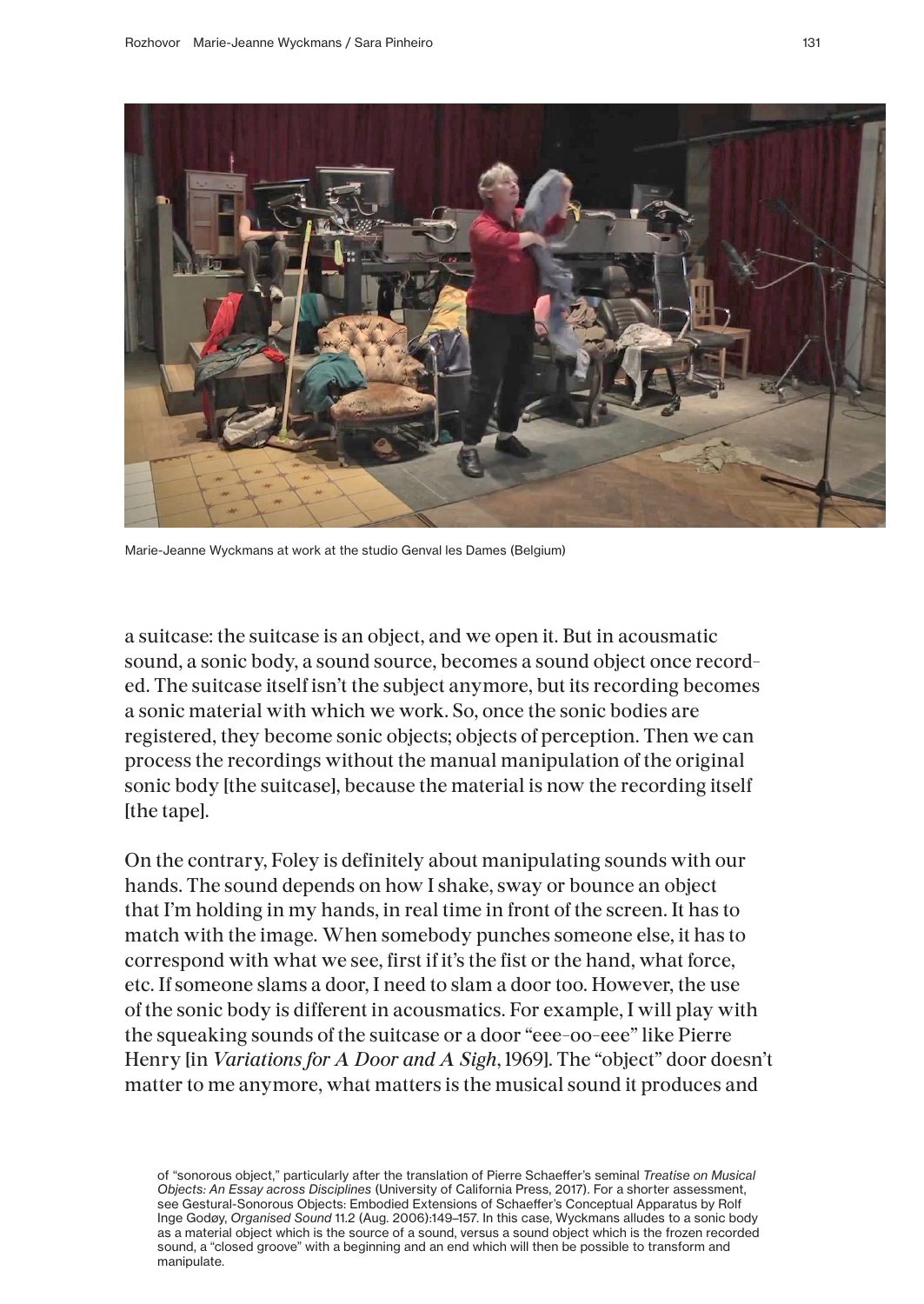Marie-Jeanne Wyckmans at work at the studio Genval les Dames (Belgium)

a suitcase: the suitcase is an object, and we open it. But in acousmatic sound, a sonic body, a sound source, becomes a sound object once recorded. The suitcase itself isn't the subject anymore, but its recording becomes a sonic material with which we work. So, once the sonic bodies are registered, they become sonic objects; objects of perception. Then we can process the recordings without the manual manipulation of the original sonic body [the suitcase], because the material is now the recording itself [the tape].

On the contrary, Foley is definitely about manipulating sounds with our hands. The sound depends on how I shake, sway or bounce an object that I'm holding in my hands, in real time in front of the screen. It has to match with the image. When somebody punches someone else, it has to correspond with what we see, first if it's the fist or the hand, what force, etc. If someone slams a door, I need to slam a door too. However, the use of the sonic body is different in acousmatics. For example, I will play with the squeaking sounds of the suitcase or a door "eee-oo-eee" like Pierre Henry [in *Variations for A Door and A Sigh*, 1969]. The "object" door doesn't matter to me anymore, what matters is the musical sound it produces and

of "sonorous object," particularly after the translation of Pierre Schaeffer's seminal *Treatise on Musical Objects: An Essay across Disciplines* (University of California Press, 2017). For a shorter assessment, see Gestural-Sonorous Objects: Embodied Extensions of Schaeffer's Conceptual Apparatus by Rolf Inge Godøy, *Organised Sound* 11.2 (Aug. 2006):149–157. In this case, Wyckmans alludes to a sonic body as a material object which is the source of a sound, versus a sound object which is the frozen recorded sound, a "closed groove" with a beginning and an end which will then be possible to transform and manipulate.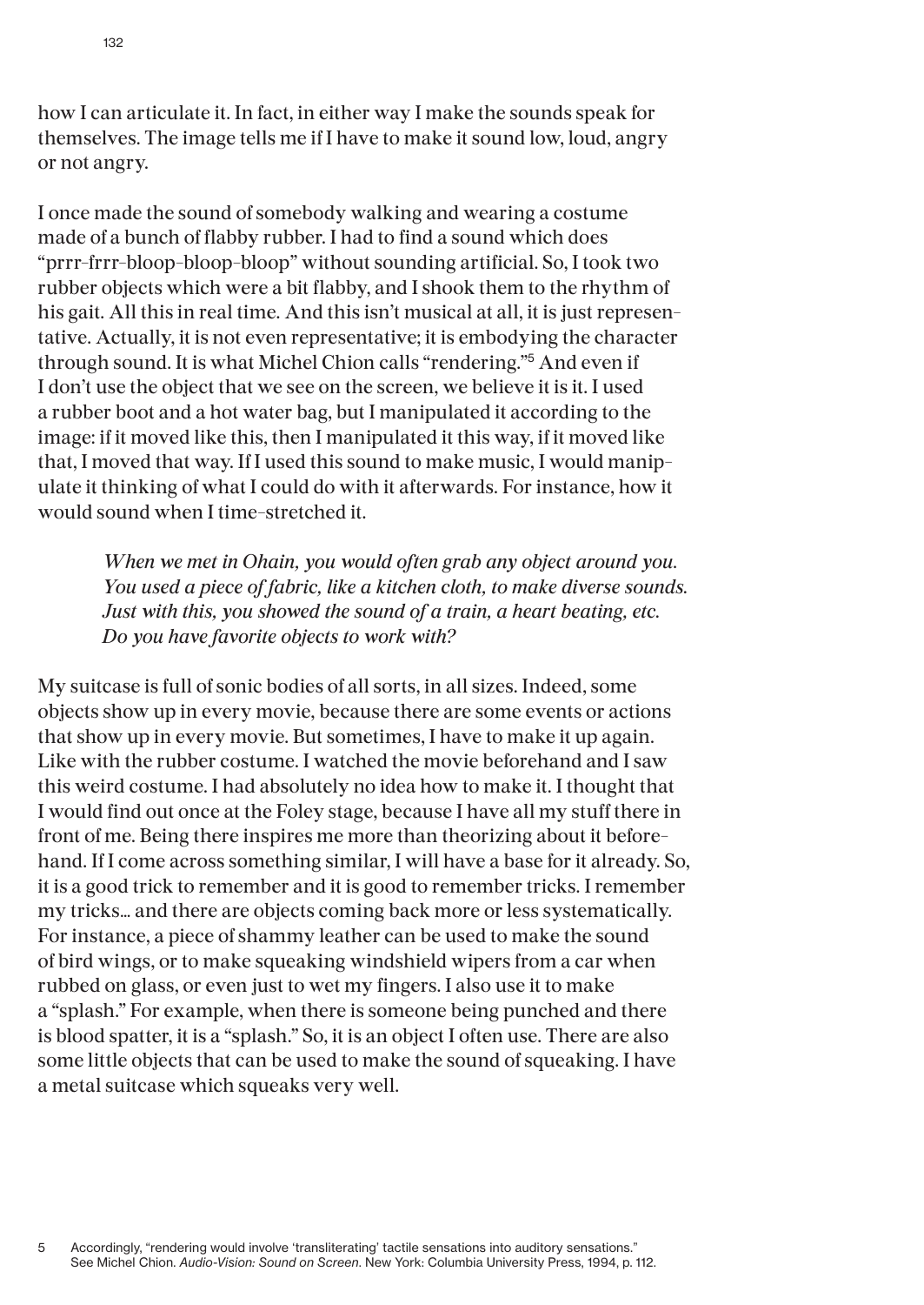how I can articulate it. In fact, in either way I make the sounds speak for themselves. The image tells me if I have to make it sound low, loud, angry or not angry.

I once made the sound of somebody walking and wearing a costume made of a bunch of flabby rubber. I had to find a sound which does "prrr-frrr-bloop-bloop-bloop" without sounding artificial. So, I took two rubber objects which were a bit flabby, and I shook them to the rhythm of his gait. All this in real time. And this isn't musical at all, it is just representative. Actually, it is not even representative; it is embodying the character through sound. It is what Michel Chion calls "rendering."[5] And even if I don't use the object that we see on the screen, we believe it is it. I used a rubber boot and a hot water bag, but I manipulated it according to the image: if it moved like this, then I manipulated it this way, if it moved like that, I moved that way. If I used this sound to make music, I would manipulate it thinking of what I could do with it afterwards. For instance, how it would sound when I time-stretched it.

> *When we met in Ohain, you would often grab any object around you. You used a piece of fabric, like a kitchen cloth, to make diverse sounds. Just with this, you showed the sound of a train, a heart beating, etc. Do you have favorite objects to work with?*

My suitcase is full of sonic bodies of all sorts, in all sizes. Indeed, some objects show up in every movie, because there are some events or actions that show up in every movie. But sometimes, I have to make it up again. Like with the rubber costume. I watched the movie beforehand and I saw this weird costume. I had absolutely no idea how to make it. I thought that I would find out once at the Foley stage, because I have all my stuff there in front of me. Being there inspires me more than theorizing about it beforehand. If I come across something similar, I will have a base for it already. So, it is a good trick to remember and it is good to remember tricks. I remember my tricks… and there are objects coming back more or less systematically. For instance, a piece of shammy leather can be used to make the sound of bird wings, or to make squeaking windshield wipers from a car when rubbed on glass, or even just to wet my fingers. I also use it to make a "splash." For example, when there is someone being punched and there is blood spatter, it is a "splash." So, it is an object I often use. There are also some little objects that can be used to make the sound of squeaking. I have a metal suitcase which squeaks very well.

5 Accordingly, "rendering would involve 'transliterating' tactile sensations into auditory sensations." See Michel Chion. *Audio-Vision: Sound on Screen*. New York: Columbia University Press, 1994, p. 112.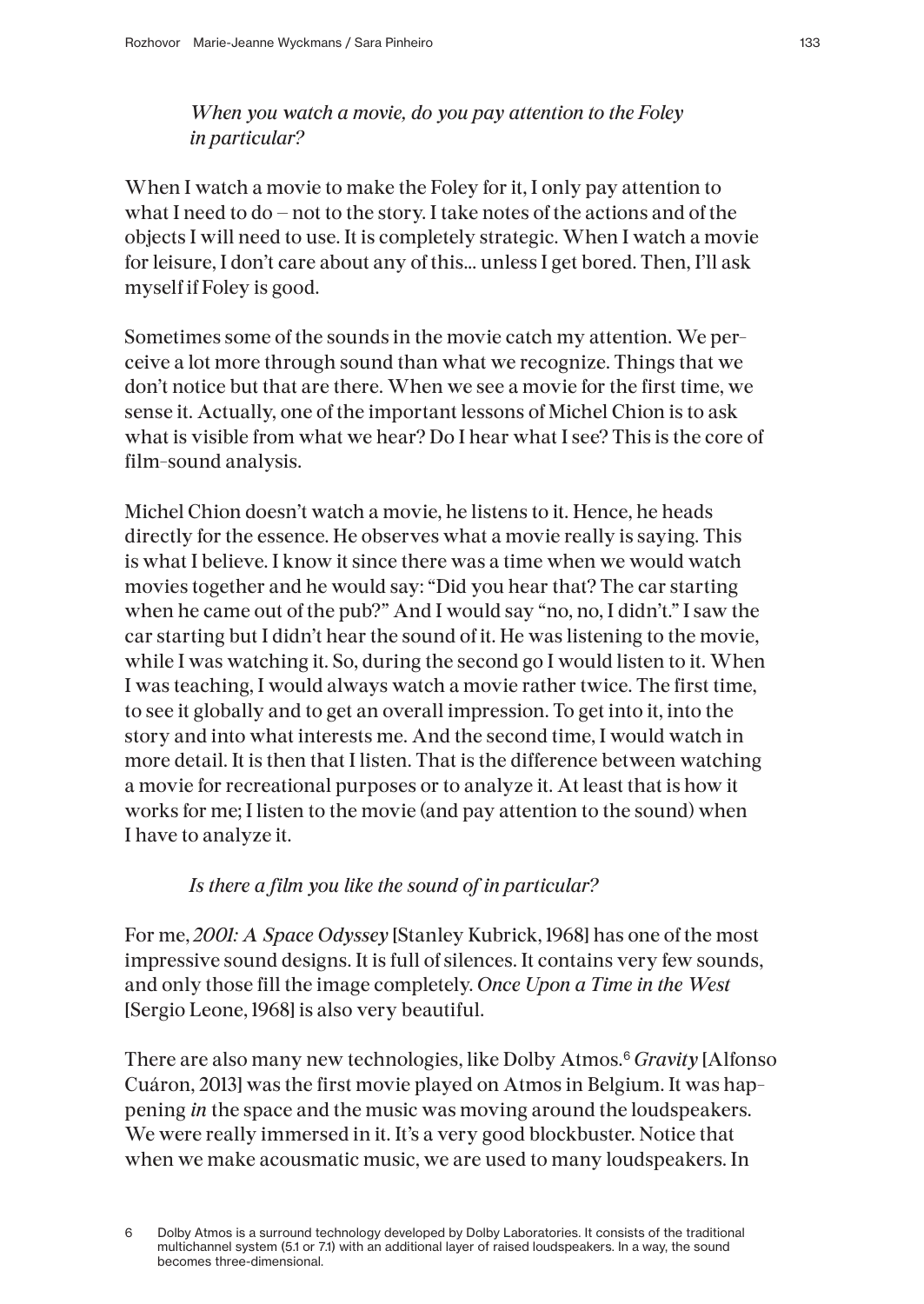*When you watch a movie, do you pay attention to the Foley in particular?*

When I watch a movie to make the Foley for it, I only pay attention to what I need to do – not to the story. I take notes of the actions and of the objects I will need to use. It is completely strategic. When I watch a movie for leisure, I don't care about any of this... unless I get bored. Then, I'll ask myself if Foley is good.

Sometimes some of the sounds in the movie catch my attention. We perceive a lot more through sound than what we recognize. Things that we don't notice but that are there. When we see a movie for the first time, we sense it. Actually, one of the important lessons of Michel Chion is to ask what is visible from what we hear? Do I hear what I see? This is the core of film-sound analysis.

Michel Chion doesn't watch a movie, he listens to it. Hence, he heads directly for the essence. He observes what a movie really is saying. This is what I believe. I know it since there was a time when we would watch movies together and he would say: "Did you hear that? The car starting when he came out of the pub?" And I would say "no, no, I didn't." I saw the car starting but I didn't hear the sound of it. He was listening to the movie, while I was watching it. So, during the second go I would listen to it. When I was teaching, I would always watch a movie rather twice. The first time, to see it globally and to get an overall impression. To get into it, into the story and into what interests me. And the second time, I would watch in more detail. It is then that I listen. That is the difference between watching a movie for recreational purposes or to analyze it. At least that is how it works for me; I listen to the movie (and pay attention to the sound) when I have to analyze it.

*Is there a film you like the sound of in particular?*

For me, *2001: A Space Odyssey* [Stanley Kubrick, 1968] has one of the most impressive sound designs. It is full of silences. It contains very few sounds, and only those fill the image completely. *Once Upon a Time in the West* [Sergio Leone, 1968] is also very beautiful.

There are also many new technologies, like Dolby Atmos.[6] *Gravity* [Alfonso Cuáron, 2013] was the first movie played on Atmos in Belgium. It was happening *in* the space and the music was moving around the loudspeakers. We were really immersed in it. It's a very good blockbuster. Notice that when we make acousmatic music, we are used to many loudspeakers. In

6 Dolby Atmos is a surround technology developed by Dolby Laboratories. It consists of the traditional multichannel system (5.1 or 7.1) with an additional layer of raised loudspeakers. In a way, the sound becomes three-dimensional.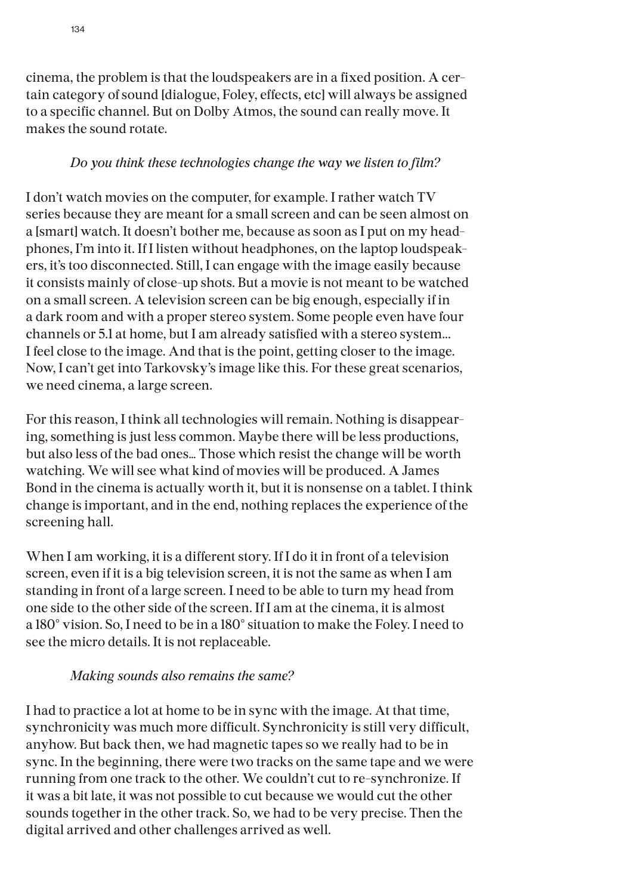cinema, the problem is that the loudspeakers are in a fixed position. A certain category of sound [dialogue, Foley, effects, etc] will always be assigned to a specific channel. But on Dolby Atmos, the sound can really move. It makes the sound rotate.

*Do you think these technologies change the way we listen to film?*

I don't watch movies on the computer, for example. I rather watch TV series because they are meant for a small screen and can be seen almost on a [smart] watch. It doesn't bother me, because as soon as I put on my headphones, I'm into it. If I listen without headphones, on the laptop loudspeakers, it's too disconnected. Still, I can engage with the image easily because it consists mainly of close-up shots. But a movie is not meant to be watched on a small screen. A television screen can be big enough, especially if in a dark room and with a proper stereo system. Some people even have four channels or 5.1 at home, but I am already satisfied with a stereo system… I feel close to the image. And that is the point, getting closer to the image. Now, I can't get into Tarkovsky's image like this. For these great scenarios, we need cinema, a large screen.

For this reason, I think all technologies will remain. Nothing is disappearing, something is just less common. Maybe there will be less productions, but also less of the bad ones… Those which resist the change will be worth watching. We will see what kind of movies will be produced. A James Bond in the cinema is actually worth it, but it is nonsense on a tablet. I think change is important, and in the end, nothing replaces the experience of the screening hall.

When I am working, it is a different story. If I do it in front of a television screen, even if it is a big television screen, it is not the same as when I am standing in front of a large screen. I need to be able to turn my head from one side to the other side of the screen. If I am at the cinema, it is almost a 180° vision. So, I need to be in a 180° situation to make the Foley. I need to see the micro details. It is not replaceable.

*Making sounds also remains the same?*

I had to practice a lot at home to be in sync with the image. At that time, synchronicity was much more difficult. Synchronicity is still very difficult, anyhow. But back then, we had magnetic tapes so we really had to be in sync. In the beginning, there were two tracks on the same tape and we were running from one track to the other. We couldn't cut to re-synchronize. If it was a bit late, it was not possible to cut because we would cut the other sounds together in the other track. So, we had to be very precise. Then the digital arrived and other challenges arrived as well.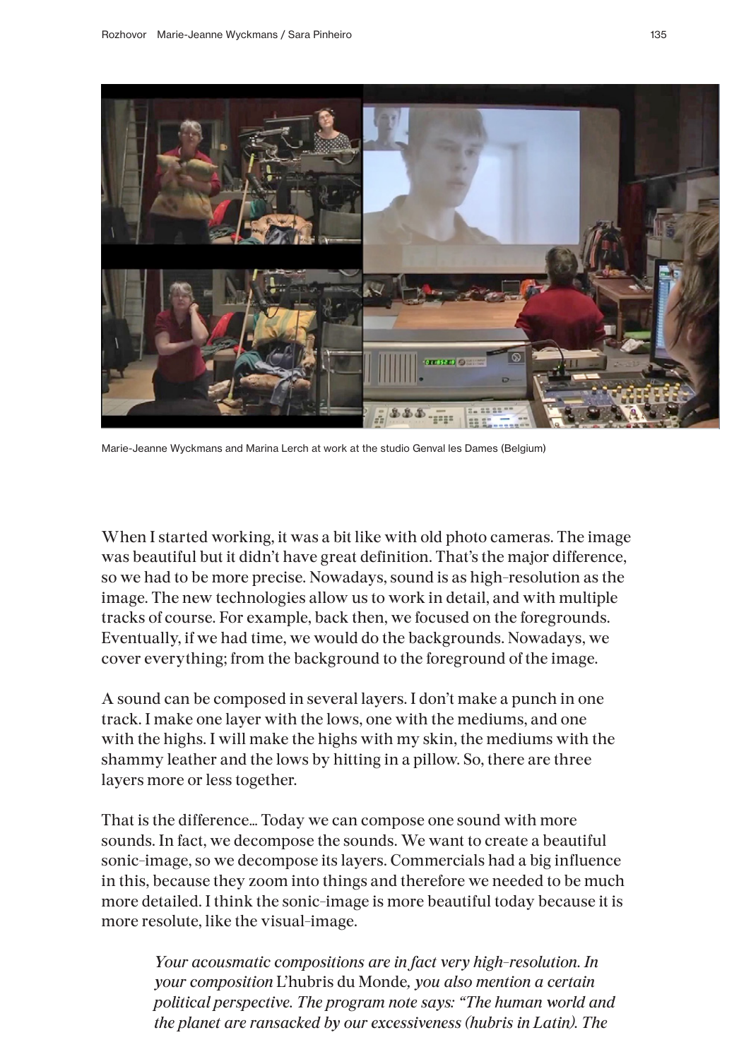Marie-Jeanne Wyckmans and Marina Lerch at work at the studio Genval les Dames (Belgium)

When I started working, it was a bit like with old photo cameras. The image was beautiful but it didn't have great definition. That's the major difference, so we had to be more precise. Nowadays, sound is as high-resolution as the image. The new technologies allow us to work in detail, and with multiple tracks of course. For example, back then, we focused on the foregrounds. Eventually, if we had time, we would do the backgrounds. Nowadays, we cover everything; from the background to the foreground of the image.

A sound can be composed in several layers. I don't make a punch in one track. I make one layer with the lows, one with the mediums, and one with the highs. I will make the highs with my skin, the mediums with the shammy leather and the lows by hitting in a pillow. So, there are three layers more or less together.

That is the difference… Today we can compose one sound with more sounds. In fact, we decompose the sounds. We want to create a beautiful sonic-image, so we decompose its layers. Commercials had a big influence in this, because they zoom into things and therefore we needed to be much more detailed. I think the sonic-image is more beautiful today because it is more resolute, like the visual-image.

> *Your acousmatic compositions are in fact very high-resolution. In your composition* L'hubris du Monde*, you also mention a certain political perspective. The program note says: "The human world and the planet are ransacked by our excessiveness (hubris in Latin). The*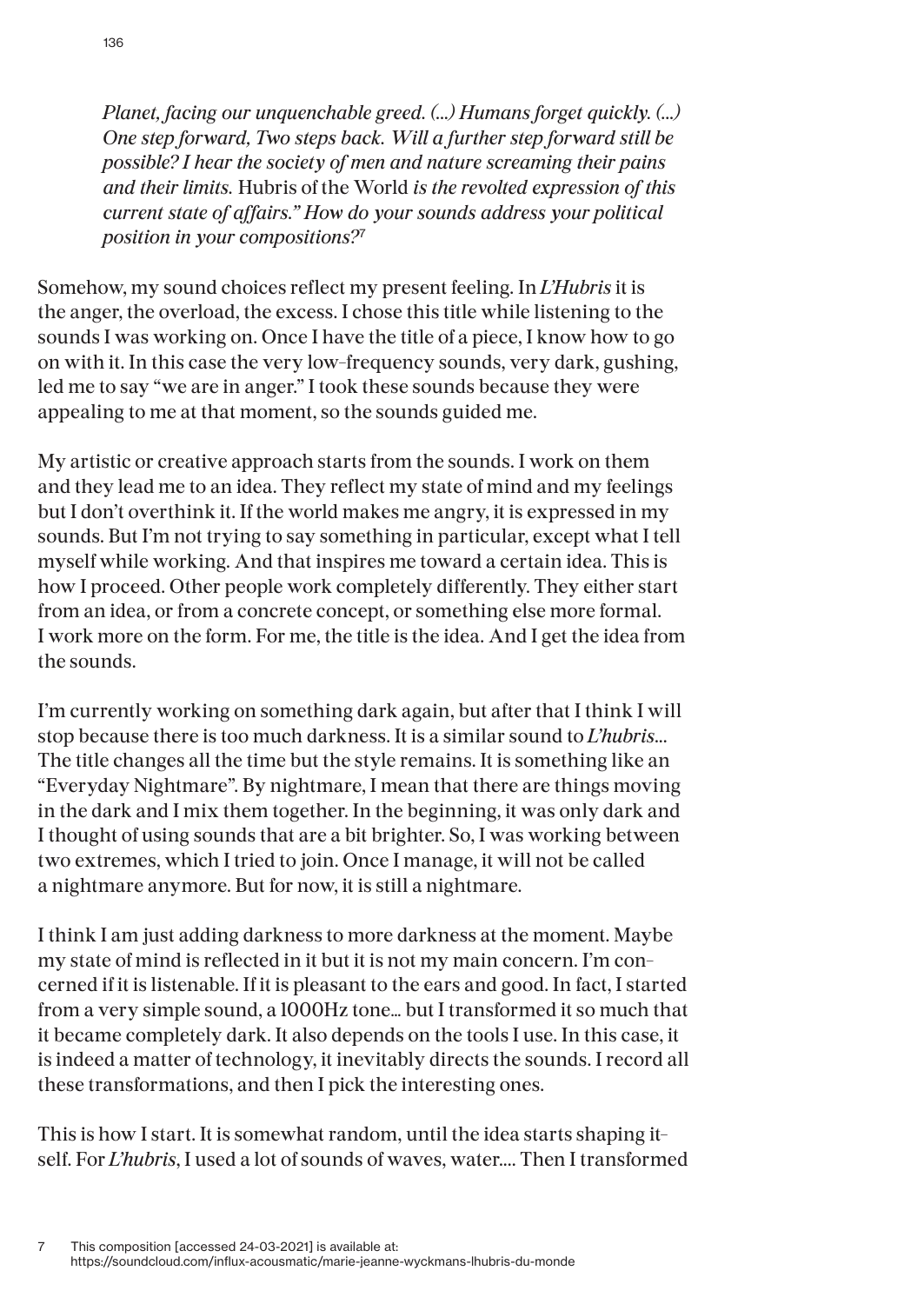*Planet, facing our unquenchable greed. (...) Humans forget quickly. (...) One step forward, Two steps back. Will a further step forward still be possible? I hear the society of men and nature screaming their pains and their limits.* Hubris of the World *is the revolted expression of this current state of affairs." How do your sounds address your political position in your compositions?*[7]

Somehow, my sound choices reflect my present feeling. In *L'Hubris* it is the anger, the overload, the excess. I chose this title while listening to the sounds I was working on. Once I have the title of a piece, I know how to go on with it. In this case the very low-frequency sounds, very dark, gushing, led me to say "we are in anger." I took these sounds because they were appealing to me at that moment, so the sounds guided me.

My artistic or creative approach starts from the sounds. I work on them and they lead me to an idea. They reflect my state of mind and my feelings but I don't overthink it. If the world makes me angry, it is expressed in my sounds. But I'm not trying to say something in particular, except what I tell myself while working. And that inspires me toward a certain idea. This is how I proceed. Other people work completely differently. They either start from an idea, or from a concrete concept, or something else more formal. I work more on the form. For me, the title is the idea. And I get the idea from the sounds.

I'm currently working on something dark again, but after that I think I will stop because there is too much darkness. It is a similar sound to *L'hubris*... The title changes all the time but the style remains. It is something like an "Everyday Nightmare". By nightmare, I mean that there are things moving in the dark and I mix them together. In the beginning, it was only dark and I thought of using sounds that are a bit brighter. So, I was working between two extremes, which I tried to join. Once I manage, it will not be called a nightmare anymore. But for now, it is still a nightmare.

I think I am just adding darkness to more darkness at the moment. Maybe my state of mind is reflected in it but it is not my main concern. I'm concerned if it is listenable. If it is pleasant to the ears and good. In fact, I started from a very simple sound, a 1000Hz tone... but I transformed it so much that it became completely dark. It also depends on the tools I use. In this case, it is indeed a matter of technology, it inevitably directs the sounds. I record all these transformations, and then I pick the interesting ones.

This is how I start. It is somewhat random, until the idea starts shaping itself. For *L'hubris*, I used a lot of sounds of waves, water.... Then I transformed

7 This composition [accessed 24-03-2021] is available at: https://soundcloud.com/influx-acousmatic/marie-jeanne-wyckmans-lhubris-du-monde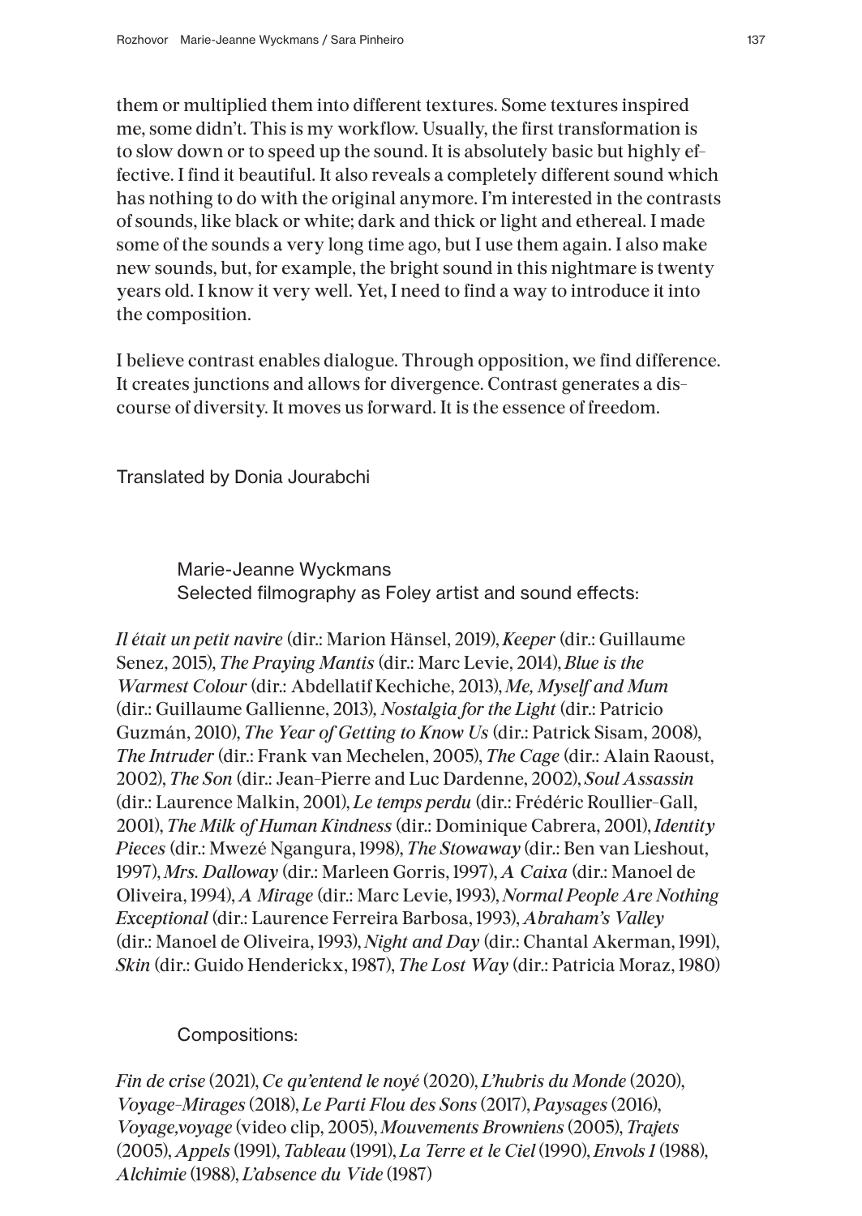them or multiplied them into different textures. Some textures inspired me, some didn't. This is my workflow. Usually, the first transformation is to slow down or to speed up the sound. It is absolutely basic but highly effective. I find it beautiful. It also reveals a completely different sound which has nothing to do with the original anymore. I'm interested in the contrasts of sounds, like black or white; dark and thick or light and ethereal. I made some of the sounds a very long time ago, but I use them again. I also make new sounds, but, for example, the bright sound in this nightmare is twenty years old. I know it very well. Yet, I need to find a way to introduce it into the composition.

I believe contrast enables dialogue. Through opposition, we find difference. It creates junctions and allows for divergence. Contrast generates a discourse of diversity. It moves us forward. It is the essence of freedom.

Translated by Donia Jourabchi

Marie-Jeanne Wyckmans
Selected filmography as Foley artist and sound effects:

*Il était un petit navire* (dir.: Marion Hänsel, 2019), *Keeper* (dir.: Guillaume Senez, 2015), *The Praying Mantis* (dir.: Marc Levie, 2014), *Blue is the Warmest Colour* (dir.: Abdellatif Kechiche, 2013), *Me, Myself and Mum* (dir.: Guillaume Gallienne, 2013), *Nostalgia for the Light* (dir.: Patricio Guzmán, 2010), *The Year of Getting to Know Us* (dir.: Patrick Sisam, 2008), *The Intruder* (dir.: Frank van Mechelen, 2005), *The Cage* (dir.: Alain Raoust, 2002), *The Son* (dir.: Jean-Pierre and Luc Dardenne, 2002), *Soul Assassin* (dir.: Laurence Malkin, 2001), *Le temps perdu* (dir.: Frédéric Roullier-Gall, 2001), *The Milk of Human Kindness* (dir.: Dominique Cabrera, 2001), *Identity Pieces* (dir.: Mwezé Ngangura, 1998), *The Stowaway* (dir.: Ben van Lieshout, 1997), *Mrs. Dalloway* (dir.: Marleen Gorris, 1997), *A Caixa* (dir.: Manoel de Oliveira, 1994), *A Mirage* (dir.: Marc Levie, 1993), *Normal People Are Nothing Exceptional* (dir.: Laurence Ferreira Barbosa, 1993), *Abraham's Valley* (dir.: Manoel de Oliveira, 1993), *Night and Day* (dir.: Chantal Akerman, 1991), *Skin* (dir.: Guido Henderickx, 1987), *The Lost Way* (dir.: Patricia Moraz, 1980)

Compositions:

*Fin de crise* (2021), *Ce qu'entend le noyé* (2020), *L'hubris du Monde* (2020), *Voyage-Mirages* (2018), *Le Parti Flou des Sons* (2017), *Paysages* (2016), *Voyage,voyage* (video clip, 2005), *Mouvements Browniens* (2005), *Trajets* (2005), *Appels* (1991), *Tableau* (1991), *La Terre et le Ciel* (1990), *Envols I* (1988), *Alchimie* (1988), *L'absence du Vide* (1987)